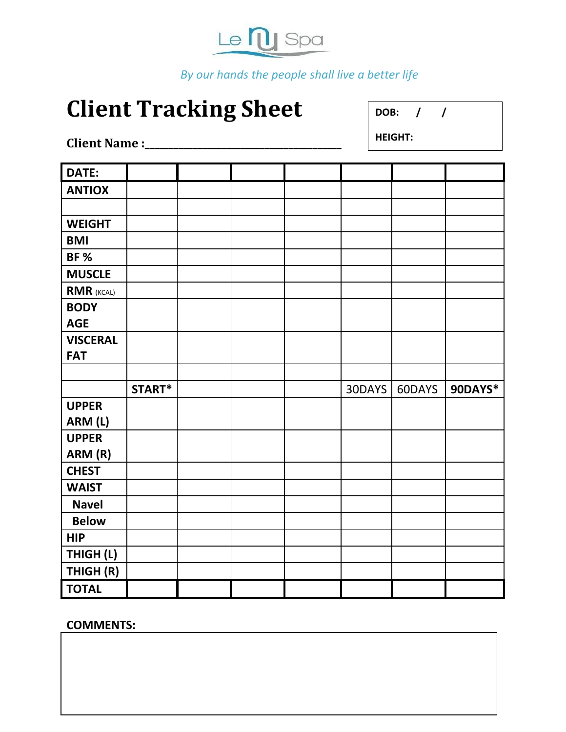Le nu Spa

*By our hands the people shall live a better life*

# Client Tracking Sheet

**Client Name :**___________________________________

**DOB:** / /

**HEIGHT:**

| DATE: | | | | | | | |
|---|---|---|---|---|---|---|---|
| ANTIOX | | | | | | | |
| | | | | | | | |
| WEIGHT | | | | | | | |
| BMI | | | | | | | |
| BF % | | | | | | | |
| MUSCLE | | | | | | | |
| RMR (KCAL) | | | | | | | |
| BODY AGE | | | | | | | |
| VISCERAL FAT | | | | | | | |
| | | | | | | | |
| | START* | | | | 30DAYS | 60DAYS | 90DAYS* |
| UPPER ARM (L) | | | | | | | |
| UPPER ARM (R) | | | | | | | |
| CHEST | | | | | | | |
| WAIST | | | | | | | |
| Navel | | | | | | | |
| Below | | | | | | | |
| HIP | | | | | | | |
| THIGH (L) | | | | | | | |
| THIGH (R) | | | | | | | |
| TOTAL | | | | | | | |

**COMMENTS:**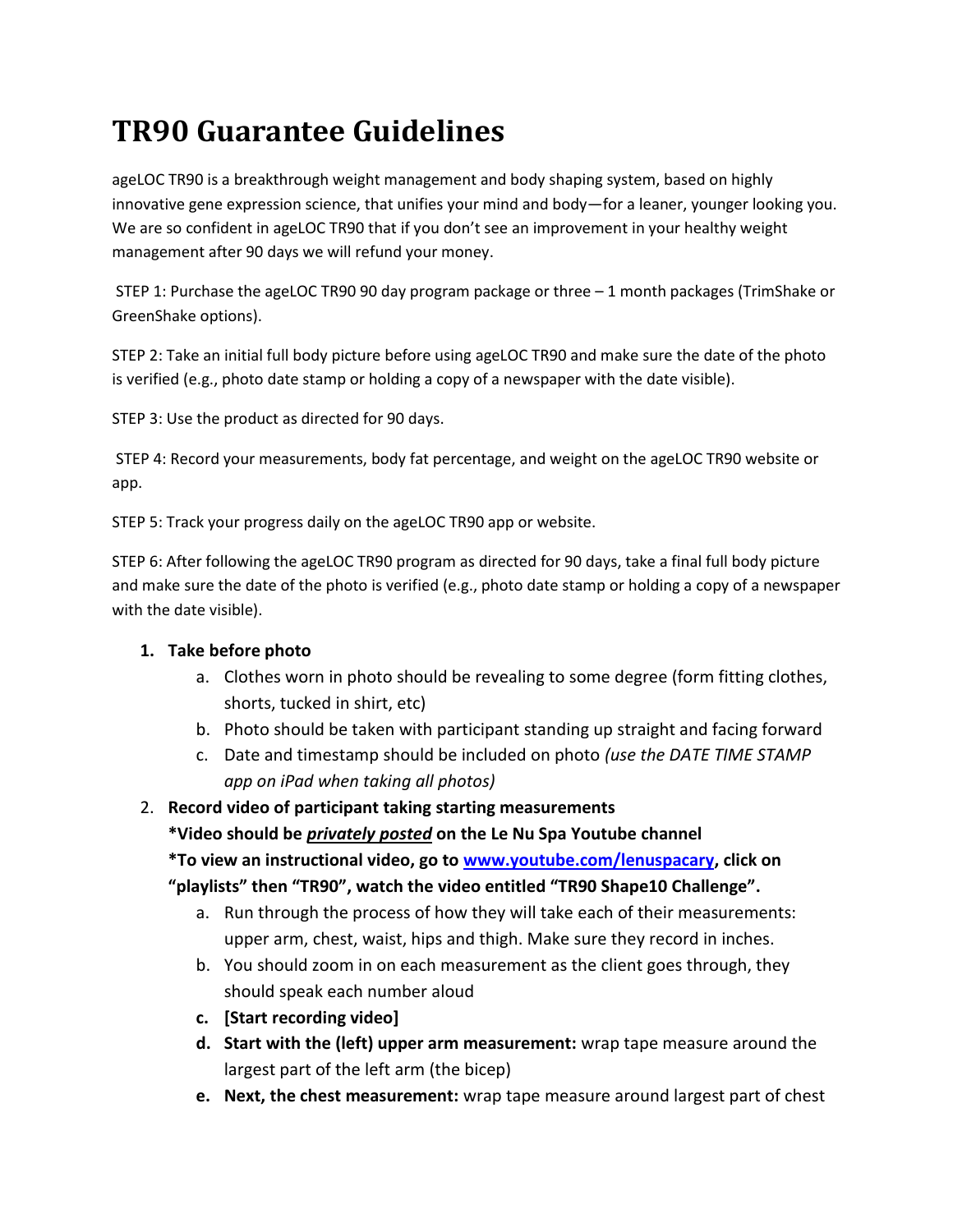# TR90 Guarantee Guidelines

ageLOC TR90 is a breakthrough weight management and body shaping system, based on highly innovative gene expression science, that unifies your mind and body—for a leaner, younger looking you. We are so confident in ageLOC TR90 that if you don't see an improvement in your healthy weight management after 90 days we will refund your money.

STEP 1: Purchase the ageLOC TR90 90 day program package or three – 1 month packages (TrimShake or GreenShake options).

STEP 2: Take an initial full body picture before using ageLOC TR90 and make sure the date of the photo is verified (e.g., photo date stamp or holding a copy of a newspaper with the date visible).

STEP 3: Use the product as directed for 90 days.

STEP 4: Record your measurements, body fat percentage, and weight on the ageLOC TR90 website or app.

STEP 5: Track your progress daily on the ageLOC TR90 app or website.

STEP 6: After following the ageLOC TR90 program as directed for 90 days, take a final full body picture and make sure the date of the photo is verified (e.g., photo date stamp or holding a copy of a newspaper with the date visible).

1. **Take before photo**
   a. Clothes worn in photo should be revealing to some degree (form fitting clothes, shorts, tucked in shirt, etc)
   b. Photo should be taken with participant standing up straight and facing forward
   c. Date and timestamp should be included on photo *(use the DATE TIME STAMP app on iPad when taking all photos)*
2. **Record video of participant taking starting measurements**
   **\*Video should be *privately posted* on the Le Nu Spa Youtube channel**
   **\*To view an instructional video, go to [www.youtube.com/lenuspacary](http://www.youtube.com/lenuspacary), click on "playlists" then "TR90", watch the video entitled "TR90 Shape10 Challenge".**
   a. Run through the process of how they will take each of their measurements: upper arm, chest, waist, hips and thigh. Make sure they record in inches.
   b. You should zoom in on each measurement as the client goes through, they should speak each number aloud
   c. **[Start recording video]**
   d. **Start with the (left) upper arm measurement:** wrap tape measure around the largest part of the left arm (the bicep)
   e. **Next, the chest measurement:** wrap tape measure around largest part of chest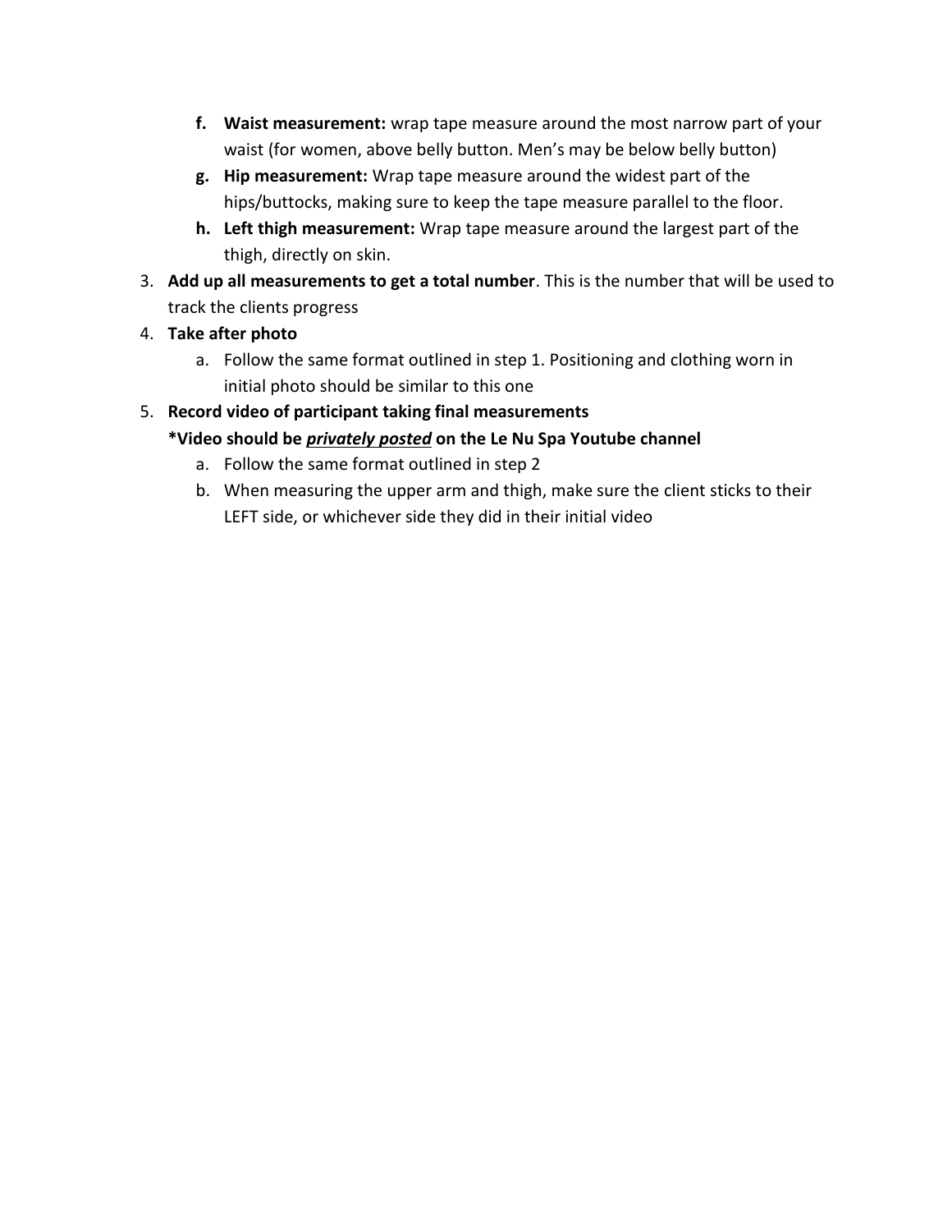f. **Waist measurement:** wrap tape measure around the most narrow part of your waist (for women, above belly button. Men's may be below belly button)
   g. **Hip measurement:** Wrap tape measure around the widest part of the hips/buttocks, making sure to keep the tape measure parallel to the floor.
   h. **Left thigh measurement:** Wrap tape measure around the largest part of the thigh, directly on skin.

3. **Add up all measurements to get a total number**. This is the number that will be used to track the clients progress
4. **Take after photo**
   a. Follow the same format outlined in step 1. Positioning and clothing worn in initial photo should be similar to this one
5. **Record video of participant taking final measurements**
   **\*Video should be *<u>privately posted</u>* on the Le Nu Spa Youtube channel**
   a. Follow the same format outlined in step 2
   b. When measuring the upper arm and thigh, make sure the client sticks to their LEFT side, or whichever side they did in their initial video